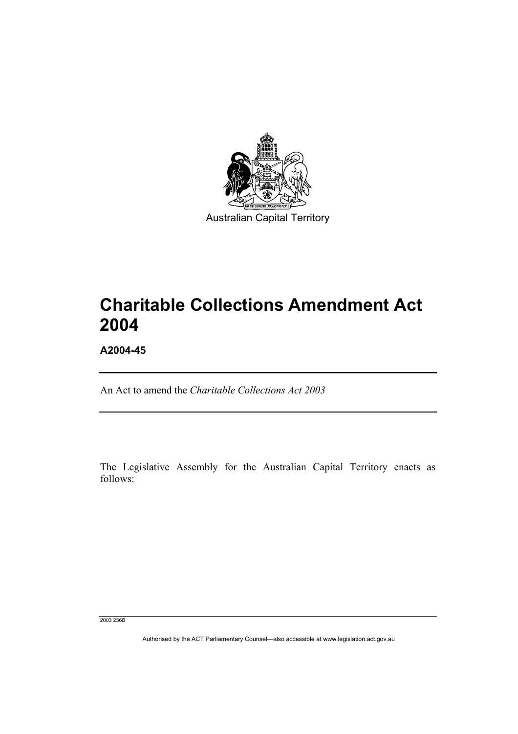Australian Capital Territory

# Charitable Collections Amendment Act 2004

**A2004-45**

An Act to amend the *Charitable Collections Act 2003*

The Legislative Assembly for the Australian Capital Territory enacts as follows:

2003 236B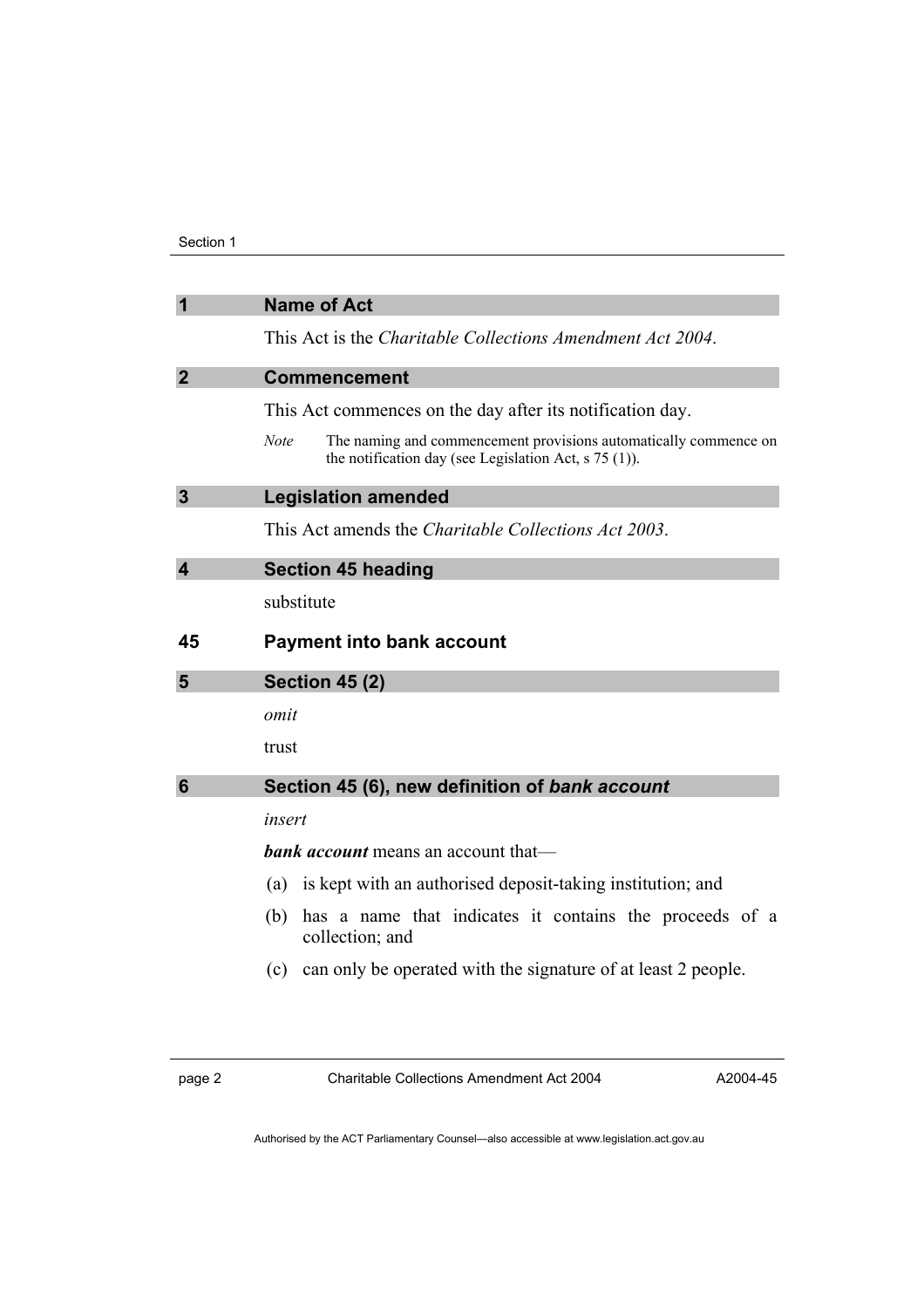## 1 Name of Act

This Act is the *Charitable Collections Amendment Act 2004*.

## 2 Commencement

This Act commences on the day after its notification day.

*Note* The naming and commencement provisions automatically commence on the notification day (see Legislation Act, s 75 (1)).

## 3 Legislation amended

This Act amends the *Charitable Collections Act 2003*.

## 4 Section 45 heading

substitute

### 45 Payment into bank account

## 5 Section 45 (2)

*omit*

trust

## 6 Section 45 (6), new definition of *bank account*

*insert*

***bank account*** means an account that—

(a) is kept with an authorised deposit-taking institution; and

(b) has a name that indicates it contains the proceeds of a collection; and

(c) can only be operated with the signature of at least 2 people.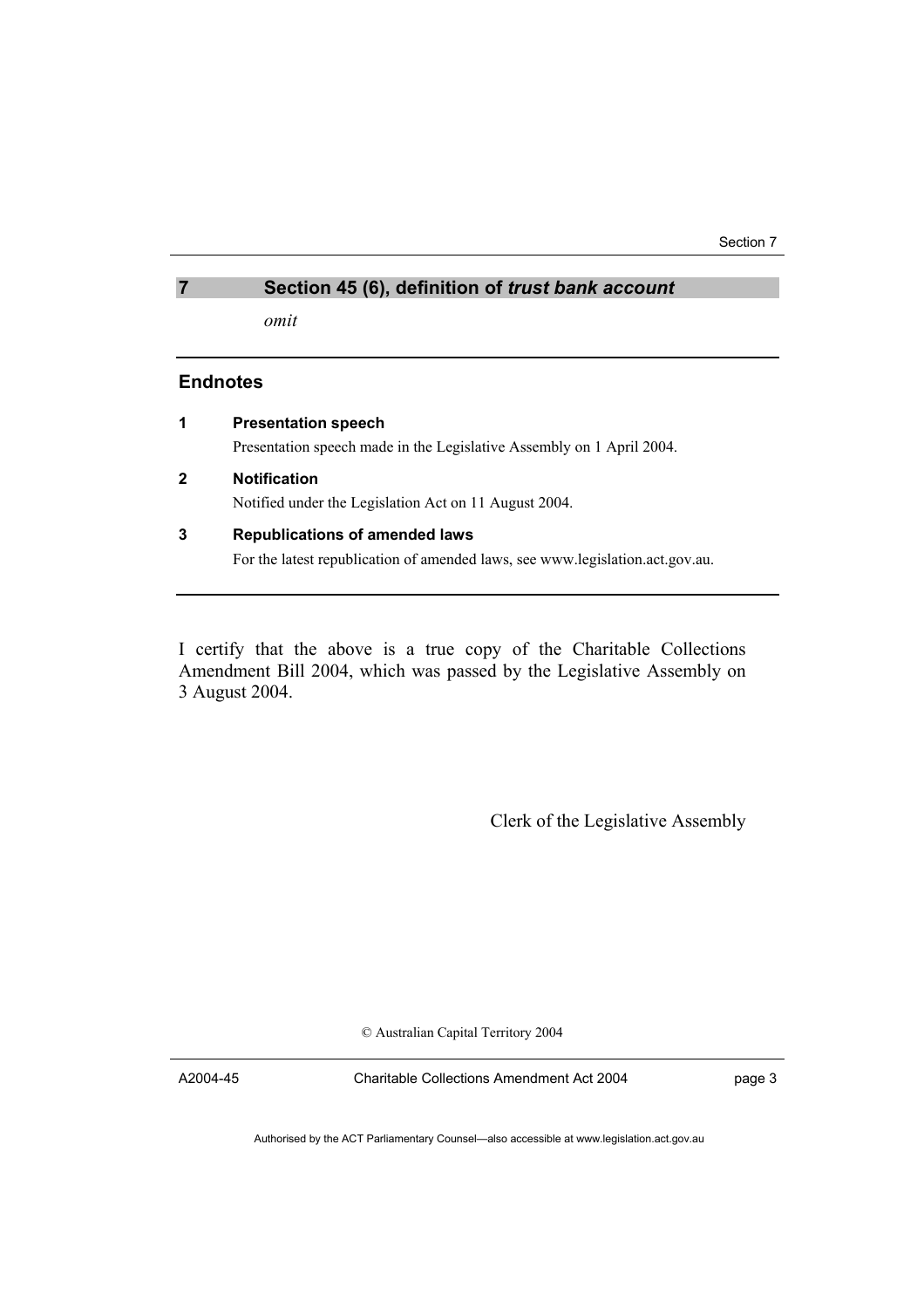## 7 Section 45 (6), definition of *trust bank account*

*omit*

## Endnotes

**1 Presentation speech**

Presentation speech made in the Legislative Assembly on 1 April 2004.

**2 Notification**

Notified under the Legislation Act on 11 August 2004.

**3 Republications of amended laws**

For the latest republication of amended laws, see www.legislation.act.gov.au.

I certify that the above is a true copy of the Charitable Collections Amendment Bill 2004, which was passed by the Legislative Assembly on 3 August 2004.

Clerk of the Legislative Assembly

© Australian Capital Territory 2004